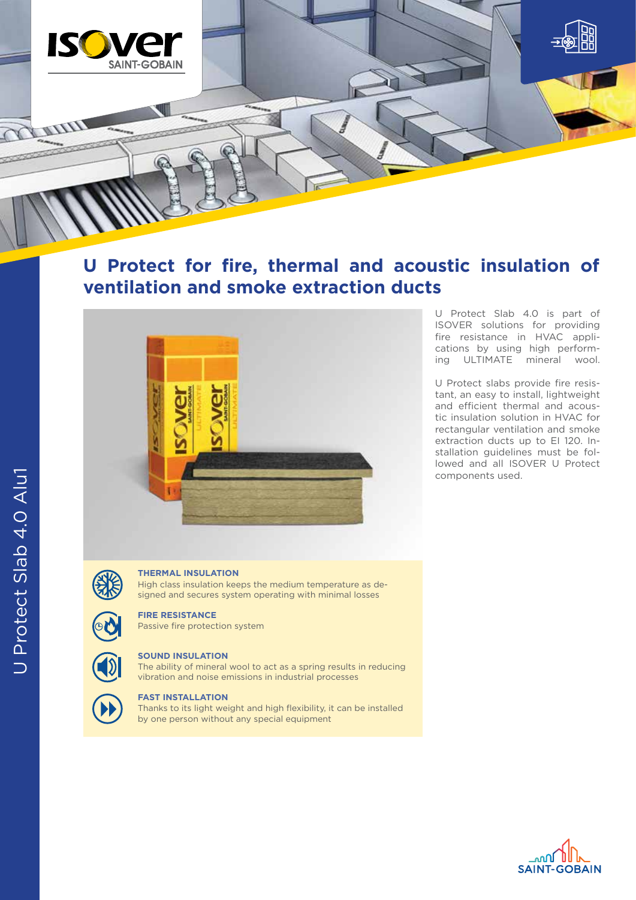# U Protect for fire, thermal and acoustic insulation of ventilation and smoke extraction ducts

U Protect Slab 4.0 is part of ISOVER solutions for providing fire resistance in HVAC applications by using high performing ULTIMATE mineral wool.

U Protect slabs provide fire resistant, an easy to install, lightweight and efficient thermal and acoustic insulation solution in HVAC for rectangular ventilation and smoke extraction ducts up to EI 120. Installation guidelines must be followed and all ISOVER U Protect components used.

**THERMAL INSULATION**
High class insulation keeps the medium temperature as designed and secures system operating with minimal losses

**FIRE RESISTANCE**
Passive fire protection system

**SOUND INSULATION**
The ability of mineral wool to act as a spring results in reducing vibration and noise emissions in industrial processes

**FAST INSTALLATION**
Thanks to its light weight and high flexibility, it can be installed by one person without any special equipment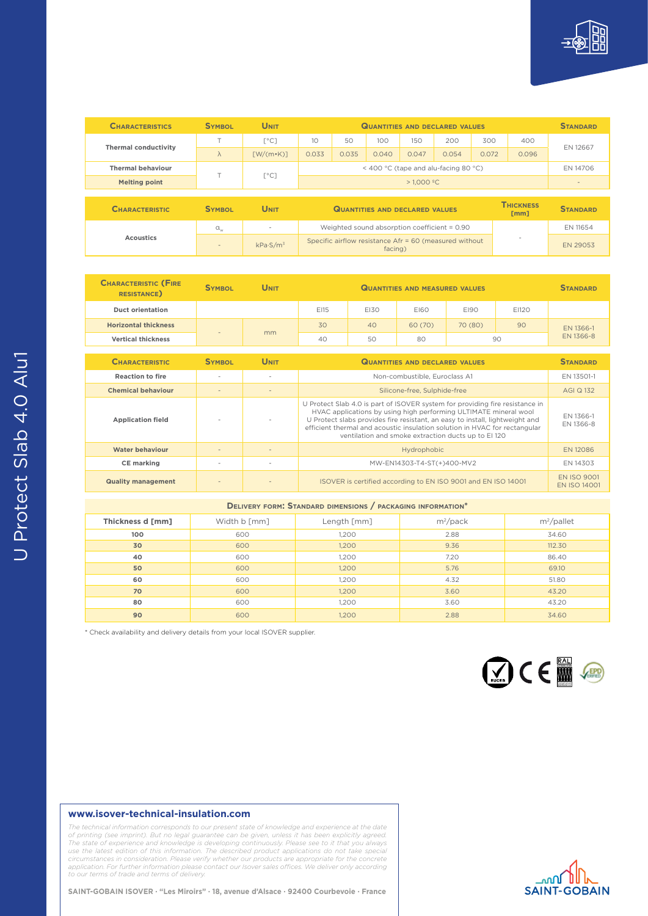# U Protect Slab 4.0 Alu1

| Characteristics | Symbol | Unit | Quantities and declared values | | | | | | | Standard |
|---|---|---|---|---|---|---|---|---|---|---|
| Thermal conductivity | T | [°C] | 10 | 50 | 100 | 150 | 200 | 300 | 400 | EN 12667 |
| | λ | [W/(m•K)] | 0.033 | 0.035 | 0.040 | 0.047 | 0.054 | 0.072 | 0.096 | |
| Thermal behaviour | T | [°C] | < 400 °C (tape and alu-facing 80 °C) | | | | | | | EN 14706 |
| Melting point | | | > 1,000 °C | | | | | | | - |

| Characteristic | Symbol | Unit | Quantities and declared values | Thickness [mm] | Standard |
|---|---|---|---|---|---|
| Acoustics | $α_w$ | - | Weighted sound absorption coefficient = 0.90 | - | EN 11654 |
| | - | kPa·S/m³ | Specific airflow resistance Afr = 60 (measured without facing) | | EN 29053 |

| Characteristic (Fire resistance) | Symbol | Unit | Quantities and measured values | | | | | Standard |
|---|---|---|---|---|---|---|---|---|
| Duct orientation | | | EI15 | EI30 | EI60 | EI90 | EI120 | |
| Horizontal thickness | - | mm | 30 | 40 | 60 (70) | 70 (80) | 90 | EN 1366-1 EN 1366-8 |
| Vertical thickness | | | 40 | 50 | 80 | 90 | | |

| Characteristic | Symbol | Unit | Quantities and declared values | Standard |
|---|---|---|---|---|
| Reaction to fire | - | - | Non-combustible, Euroclass A1 | EN 13501-1 |
| Chemical behaviour | - | - | Silicone-free, Sulphide-free | AGI Q 132 |
| Application field | - | - | U Protect Slab 4.0 is part of ISOVER system for providing fire resistance in HVAC applications by using high performing ULTIMATE mineral wool U Protect slabs provides fire resistant, an easy to install, lightweight and efficient thermal and acoustic insulation solution in HVAC for rectangular ventilation and smoke extraction ducts up to EI 120 | EN 1366-1 EN 1366-8 |
| Water behaviour | - | - | Hydrophobic | EN 12086 |
| CE marking | - | - | MW-EN14303-T4-ST(+)400-MV2 | EN 14303 |
| Quality management | - | - | ISOVER is certified according to EN ISO 9001 and EN ISO 14001 | EN ISO 9001 EN ISO 14001 |

**Delivery form: Standard dimensions / packaging information***

| Thickness d [mm] | Width b [mm] | Length [mm] | m²/pack | m²/pallet |
|---|---|---|---|---|
| 100 | 600 | 1,200 | 2.88 | 34.60 |
| 30 | 600 | 1,200 | 9.36 | 112.30 |
| 40 | 600 | 1,200 | 7.20 | 86.40 |
| 50 | 600 | 1,200 | 5.76 | 69.10 |
| 60 | 600 | 1,200 | 4.32 | 51.80 |
| 70 | 600 | 1,200 | 3.60 | 43.20 |
| 80 | 600 | 1,200 | 3.60 | 43.20 |
| 90 | 600 | 1,200 | 2.88 | 34.60 |

* Check availability and delivery details from your local ISOVER supplier.

**www.isover-technical-insulation.com**

*The technical information corresponds to our present state of knowledge and experience at the date of printing (see imprint). But no legal guarantee can be given, unless it has been explicitly agreed. The state of experience and knowledge is developing continuously. Please see to it that you always use the latest edition of this information. The described product applications do not take special circumstances in consideration. Please verify whether our products are appropriate for the concrete application. For further information please contact our Isover sales offices. We deliver only according to our terms of trade and terms of delivery.*

**SAINT-GOBAIN ISOVER · "Les Miroirs" · 18, avenue d'Alsace · 92400 Courbevoie · France**